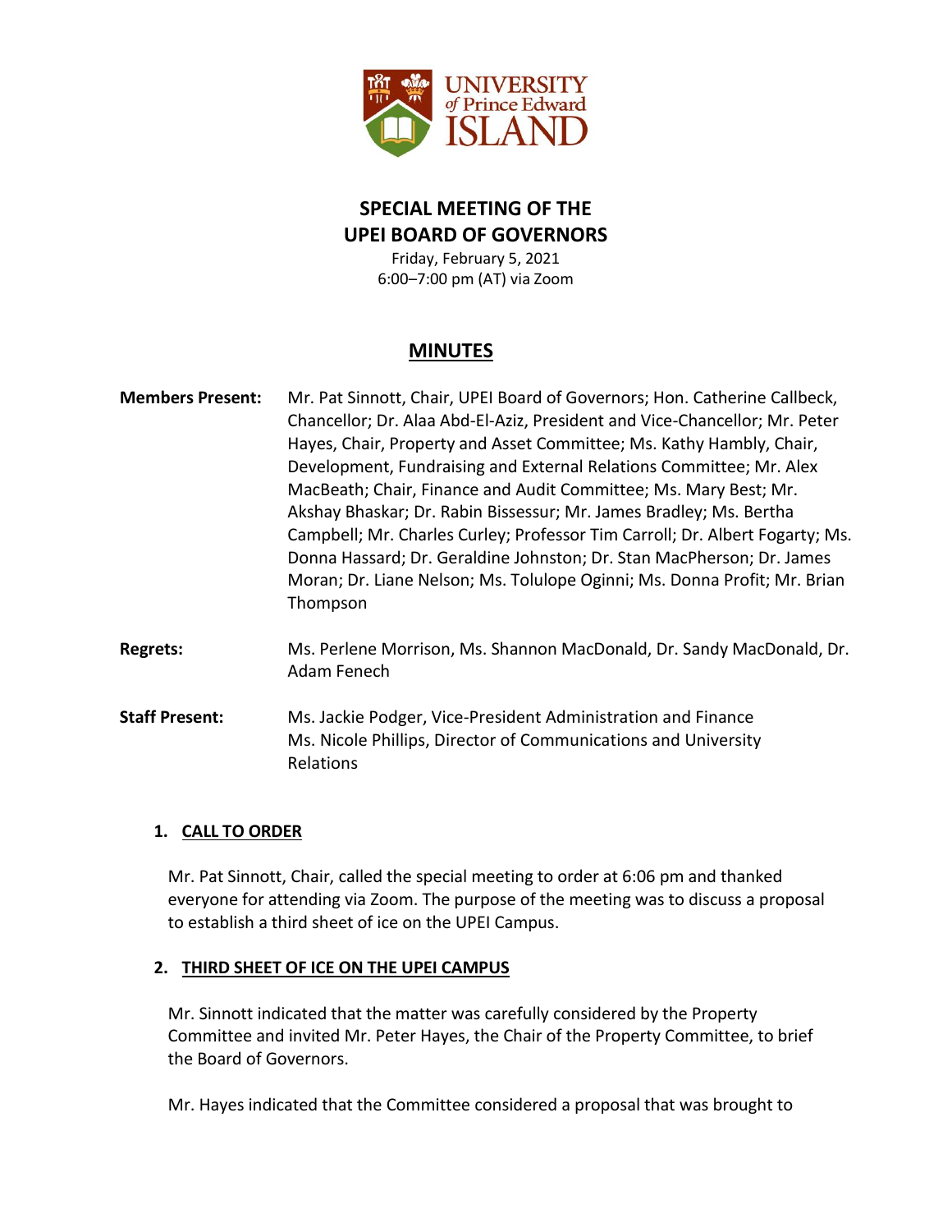# SPECIAL MEETING OF THE UPEI BOARD OF GOVERNORS

Friday, February 5, 2021
6:00–7:00 pm (AT) via Zoom

## MINUTES

**Members Present:** Mr. Pat Sinnott, Chair, UPEI Board of Governors; Hon. Catherine Callbeck, Chancellor; Dr. Alaa Abd-El-Aziz, President and Vice-Chancellor; Mr. Peter Hayes, Chair, Property and Asset Committee; Ms. Kathy Hambly, Chair, Development, Fundraising and External Relations Committee; Mr. Alex MacBeath; Chair, Finance and Audit Committee; Ms. Mary Best; Mr. Akshay Bhaskar; Dr. Rabin Bissessur; Mr. James Bradley; Ms. Bertha Campbell; Mr. Charles Curley; Professor Tim Carroll; Dr. Albert Fogarty; Ms. Donna Hassard; Dr. Geraldine Johnston; Dr. Stan MacPherson; Dr. James Moran; Dr. Liane Nelson; Ms. Tolulope Oginni; Ms. Donna Profit; Mr. Brian Thompson

**Regrets:** Ms. Perlene Morrison, Ms. Shannon MacDonald, Dr. Sandy MacDonald, Dr. Adam Fenech

**Staff Present:** Ms. Jackie Podger, Vice-President Administration and Finance
Ms. Nicole Phillips, Director of Communications and University Relations

### 1. CALL TO ORDER

Mr. Pat Sinnott, Chair, called the special meeting to order at 6:06 pm and thanked everyone for attending via Zoom. The purpose of the meeting was to discuss a proposal to establish a third sheet of ice on the UPEI Campus.

### 2. THIRD SHEET OF ICE ON THE UPEI CAMPUS

Mr. Sinnott indicated that the matter was carefully considered by the Property Committee and invited Mr. Peter Hayes, the Chair of the Property Committee, to brief the Board of Governors.

Mr. Hayes indicated that the Committee considered a proposal that was brought to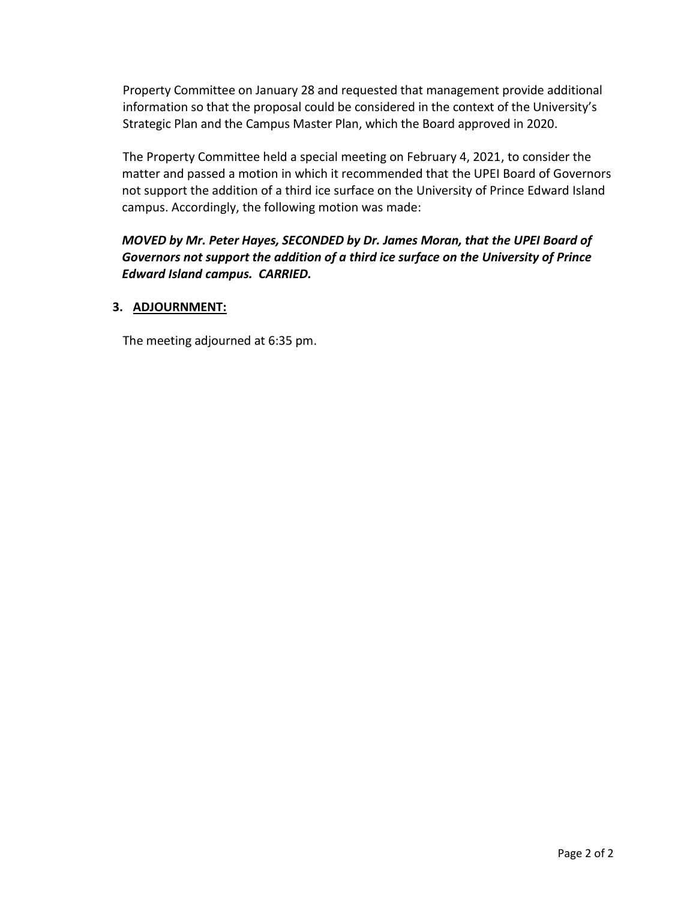Property Committee on January 28 and requested that management provide additional information so that the proposal could be considered in the context of the University's Strategic Plan and the Campus Master Plan, which the Board approved in 2020.

The Property Committee held a special meeting on February 4, 2021, to consider the matter and passed a motion in which it recommended that the UPEI Board of Governors not support the addition of a third ice surface on the University of Prince Edward Island campus. Accordingly, the following motion was made:

***MOVED by Mr. Peter Hayes, SECONDED by Dr. James Moran, that the UPEI Board of Governors not support the addition of a third ice surface on the University of Prince Edward Island campus. CARRIED.***

**3. ADJOURNMENT:**

The meeting adjourned at 6:35 pm.